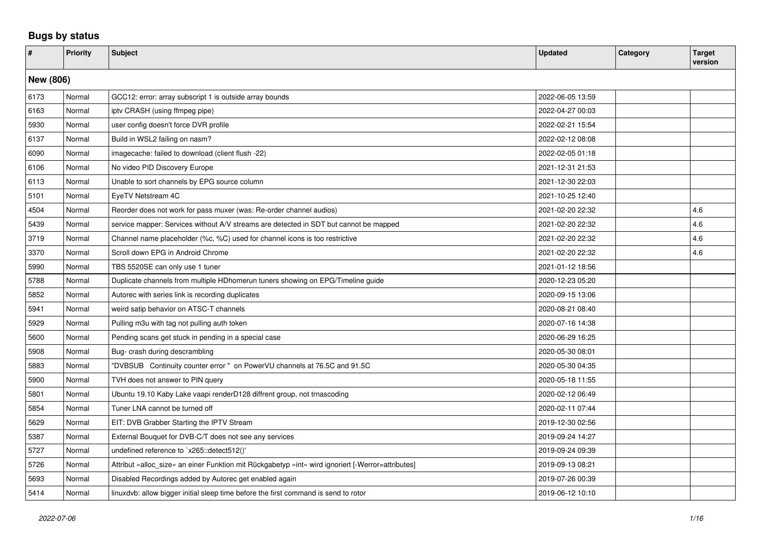# Bugs by status

| # | Priority | Subject | Updated | Category | Target version |
|---|---|---|---|---|---|
| **New (806)** | | | | | |
| 6173 | Normal | GCC12: error: array subscript 1 is outside array bounds | 2022-06-05 13:59 | | |
| 6163 | Normal | iptv CRASH (using ffmpeg pipe) | 2022-04-27 00:03 | | |
| 5930 | Normal | user config doesn't force DVR profile | 2022-02-21 15:54 | | |
| 6137 | Normal | Build in WSL2 failing on nasm? | 2022-02-12 08:08 | | |
| 6090 | Normal | imagecache: failed to download (client flush -22) | 2022-02-05 01:18 | | |
| 6106 | Normal | No video PID Discovery Europe | 2021-12-31 21:53 | | |
| 6113 | Normal | Unable to sort channels by EPG source column | 2021-12-30 22:03 | | |
| 5101 | Normal | EyeTV Netstream 4C | 2021-10-25 12:40 | | |
| 4504 | Normal | Reorder does not work for pass muxer (was: Re-order channel audios) | 2021-02-20 22:32 | | 4.6 |
| 5439 | Normal | service mapper: Services without A/V streams are detected in SDT but cannot be mapped | 2021-02-20 22:32 | | 4.6 |
| 3719 | Normal | Channel name placeholder (%c, %C) used for channel icons is too restrictive | 2021-02-20 22:32 | | 4.6 |
| 3370 | Normal | Scroll down EPG in Android Chrome | 2021-02-20 22:32 | | 4.6 |
| 5990 | Normal | TBS 5520SE can only use 1 tuner | 2021-01-12 18:56 | | |
| 5788 | Normal | Duplicate channels from multiple HDhomerun tuners showing on EPG/Timeline guide | 2020-12-23 05:20 | | |
| 5852 | Normal | Autorec with series link is recording duplicates | 2020-09-15 13:06 | | |
| 5941 | Normal | weird satip behavior on ATSC-T channels | 2020-08-21 08:40 | | |
| 5929 | Normal | Pulling m3u with tag not pulling auth token | 2020-07-16 14:38 | | |
| 5600 | Normal | Pending scans get stuck in pending in a special case | 2020-06-29 16:25 | | |
| 5908 | Normal | Bug- crash during descrambling | 2020-05-30 08:01 | | |
| 5883 | Normal | "DVBSUB Continuity counter error " on PowerVU channels at 76.5C and 91.5C | 2020-05-30 04:35 | | |
| 5900 | Normal | TVH does not answer to PIN query | 2020-05-18 11:55 | | |
| 5801 | Normal | Ubuntu 19.10 Kaby Lake vaapi renderD128 diffrent group, not trnascoding | 2020-02-12 06:49 | | |
| 5854 | Normal | Tuner LNA cannot be turned off | 2020-02-11 07:44 | | |
| 5629 | Normal | EIT: DVB Grabber Starting the IPTV Stream | 2019-12-30 02:56 | | |
| 5387 | Normal | External Bouquet for DVB-C/T does not see any services | 2019-09-24 14:27 | | |
| 5727 | Normal | undefined reference to `x265::detect512()' | 2019-09-24 09:39 | | |
| 5726 | Normal | Attribut »alloc_size« an einer Funktion mit Rückgabetyp »int« wird ignoriert [-Werror=attributes] | 2019-09-13 08:21 | | |
| 5693 | Normal | Disabled Recordings added by Autorec get enabled again | 2019-07-26 00:39 | | |
| 5414 | Normal | linuxdvb: allow bigger initial sleep time before the first command is send to rotor | 2019-06-12 10:10 | | |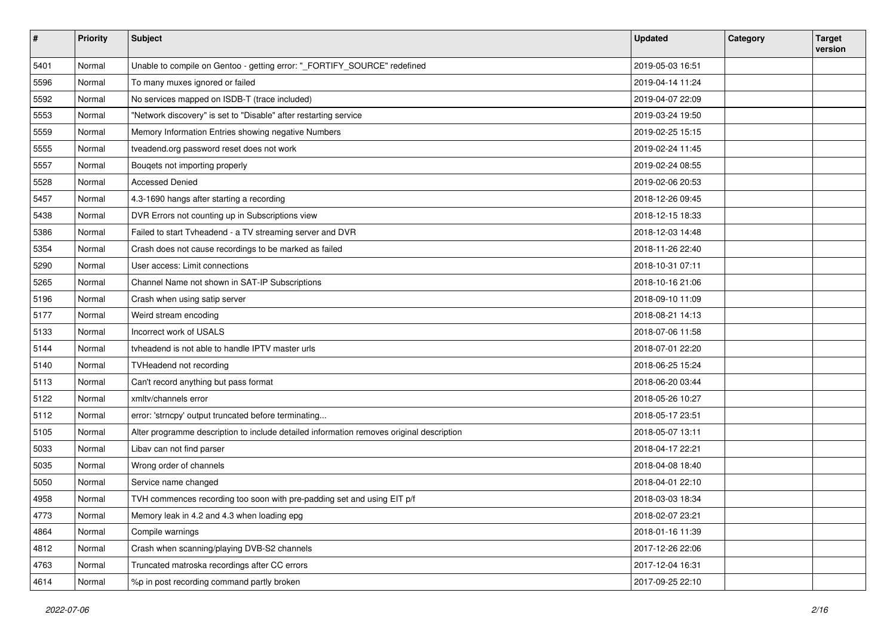| # | Priority | Subject | Updated | Category | Target version |
|---|---|---|---|---|---|
| 5401 | Normal | Unable to compile on Gentoo - getting error: "_FORTIFY_SOURCE" redefined | 2019-05-03 16:51 | | |
| 5596 | Normal | To many muxes ignored or failed | 2019-04-14 11:24 | | |
| 5592 | Normal | No services mapped on ISDB-T (trace included) | 2019-04-07 22:09 | | |
| 5553 | Normal | "Network discovery" is set to "Disable" after restarting service | 2019-03-24 19:50 | | |
| 5559 | Normal | Memory Information Entries showing negative Numbers | 2019-02-25 15:15 | | |
| 5555 | Normal | tveadend.org password reset does not work | 2019-02-24 11:45 | | |
| 5557 | Normal | Bouqets not importing properly | 2019-02-24 08:55 | | |
| 5528 | Normal | Accessed Denied | 2019-02-06 20:53 | | |
| 5457 | Normal | 4.3-1690 hangs after starting a recording | 2018-12-26 09:45 | | |
| 5438 | Normal | DVR Errors not counting up in Subscriptions view | 2018-12-15 18:33 | | |
| 5386 | Normal | Failed to start Tvheadend - a TV streaming server and DVR | 2018-12-03 14:48 | | |
| 5354 | Normal | Crash does not cause recordings to be marked as failed | 2018-11-26 22:40 | | |
| 5290 | Normal | User access: Limit connections | 2018-10-31 07:11 | | |
| 5265 | Normal | Channel Name not shown in SAT-IP Subscriptions | 2018-10-16 21:06 | | |
| 5196 | Normal | Crash when using satip server | 2018-09-10 11:09 | | |
| 5177 | Normal | Weird stream encoding | 2018-08-21 14:13 | | |
| 5133 | Normal | Incorrect work of USALS | 2018-07-06 11:58 | | |
| 5144 | Normal | tvheadend is not able to handle IPTV master urls | 2018-07-01 22:20 | | |
| 5140 | Normal | TVHeadend not recording | 2018-06-25 15:24 | | |
| 5113 | Normal | Can't record anything but pass format | 2018-06-20 03:44 | | |
| 5122 | Normal | xmltv/channels error | 2018-05-26 10:27 | | |
| 5112 | Normal | error: 'strncpy' output truncated before terminating... | 2018-05-17 23:51 | | |
| 5105 | Normal | Alter programme description to include detailed information removes original description | 2018-05-07 13:11 | | |
| 5033 | Normal | Libav can not find parser | 2018-04-17 22:21 | | |
| 5035 | Normal | Wrong order of channels | 2018-04-08 18:40 | | |
| 5050 | Normal | Service name changed | 2018-04-01 22:10 | | |
| 4958 | Normal | TVH commences recording too soon with pre-padding set and using EIT p/f | 2018-03-03 18:34 | | |
| 4773 | Normal | Memory leak in 4.2 and 4.3 when loading epg | 2018-02-07 23:21 | | |
| 4864 | Normal | Compile warnings | 2018-01-16 11:39 | | |
| 4812 | Normal | Crash when scanning/playing DVB-S2 channels | 2017-12-26 22:06 | | |
| 4763 | Normal | Truncated matroska recordings after CC errors | 2017-12-04 16:31 | | |
| 4614 | Normal | %p in post recording command partly broken | 2017-09-25 22:10 | | |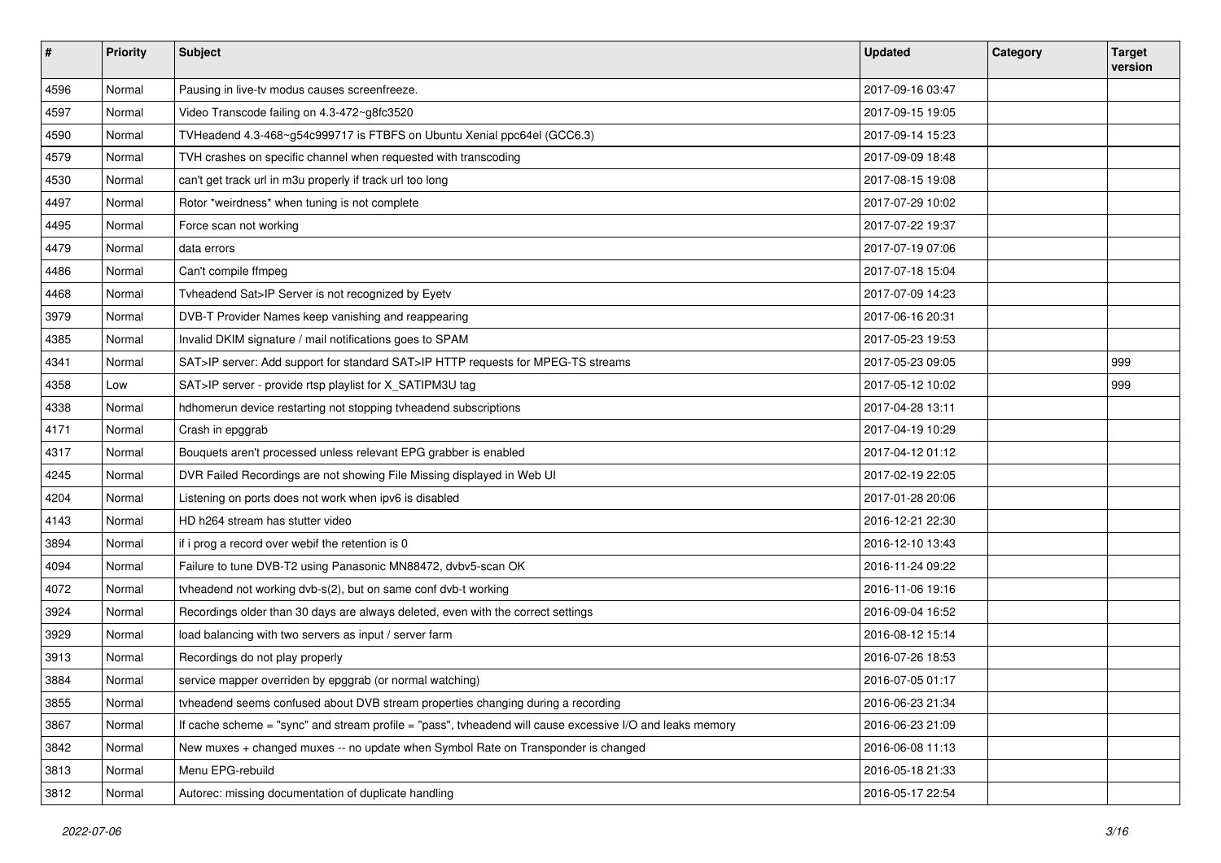| # | Priority | Subject | Updated | Category | Target version |
|---|---|---|---|---|---|
| 4596 | Normal | Pausing in live-tv modus causes screenfreeze. | 2017-09-16 03:47 | | |
| 4597 | Normal | Video Transcode failing on 4.3-472~g8fc3520 | 2017-09-15 19:05 | | |
| 4590 | Normal | TVHeadend 4.3-468~g54c999717 is FTBFS on Ubuntu Xenial ppc64el (GCC6.3) | 2017-09-14 15:23 | | |
| 4579 | Normal | TVH crashes on specific channel when requested with transcoding | 2017-09-09 18:48 | | |
| 4530 | Normal | can't get track url in m3u properly if track url too long | 2017-08-15 19:08 | | |
| 4497 | Normal | Rotor *weirdness* when tuning is not complete | 2017-07-29 10:02 | | |
| 4495 | Normal | Force scan not working | 2017-07-22 19:37 | | |
| 4479 | Normal | data errors | 2017-07-19 07:06 | | |
| 4486 | Normal | Can't compile ffmpeg | 2017-07-18 15:04 | | |
| 4468 | Normal | Tvheadend Sat>IP Server is not recognized by Eyetv | 2017-07-09 14:23 | | |
| 3979 | Normal | DVB-T Provider Names keep vanishing and reappearing | 2017-06-16 20:31 | | |
| 4385 | Normal | Invalid DKIM signature / mail notifications goes to SPAM | 2017-05-23 19:53 | | |
| 4341 | Normal | SAT>IP server: Add support for standard SAT>IP HTTP requests for MPEG-TS streams | 2017-05-23 09:05 | | 999 |
| 4358 | Low | SAT>IP server - provide rtsp playlist for X_SATIPM3U tag | 2017-05-12 10:02 | | 999 |
| 4338 | Normal | hdhomerun device restarting not stopping tvheadend subscriptions | 2017-04-28 13:11 | | |
| 4171 | Normal | Crash in epggrab | 2017-04-19 10:29 | | |
| 4317 | Normal | Bouquets aren't processed unless relevant EPG grabber is enabled | 2017-04-12 01:12 | | |
| 4245 | Normal | DVR Failed Recordings are not showing File Missing displayed in Web UI | 2017-02-19 22:05 | | |
| 4204 | Normal | Listening on ports does not work when ipv6 is disabled | 2017-01-28 20:06 | | |
| 4143 | Normal | HD h264 stream has stutter video | 2016-12-21 22:30 | | |
| 3894 | Normal | if i prog a record over webif the retention is 0 | 2016-12-10 13:43 | | |
| 4094 | Normal | Failure to tune DVB-T2 using Panasonic MN88472, dvbv5-scan OK | 2016-11-24 09:22 | | |
| 4072 | Normal | tvheadend not working dvb-s(2), but on same conf dvb-t working | 2016-11-06 19:16 | | |
| 3924 | Normal | Recordings older than 30 days are always deleted, even with the correct settings | 2016-09-04 16:52 | | |
| 3929 | Normal | load balancing with two servers as input / server farm | 2016-08-12 15:14 | | |
| 3913 | Normal | Recordings do not play properly | 2016-07-26 18:53 | | |
| 3884 | Normal | service mapper overriden by epggrab (or normal watching) | 2016-07-05 01:17 | | |
| 3855 | Normal | tvheadend seems confused about DVB stream properties changing during a recording | 2016-06-23 21:34 | | |
| 3867 | Normal | If cache scheme = "sync" and stream profile = "pass", tvheadend will cause excessive I/O and leaks memory | 2016-06-23 21:09 | | |
| 3842 | Normal | New muxes + changed muxes -- no update when Symbol Rate on Transponder is changed | 2016-06-08 11:13 | | |
| 3813 | Normal | Menu EPG-rebuild | 2016-05-18 21:33 | | |
| 3812 | Normal | Autorec: missing documentation of duplicate handling | 2016-05-17 22:54 | | |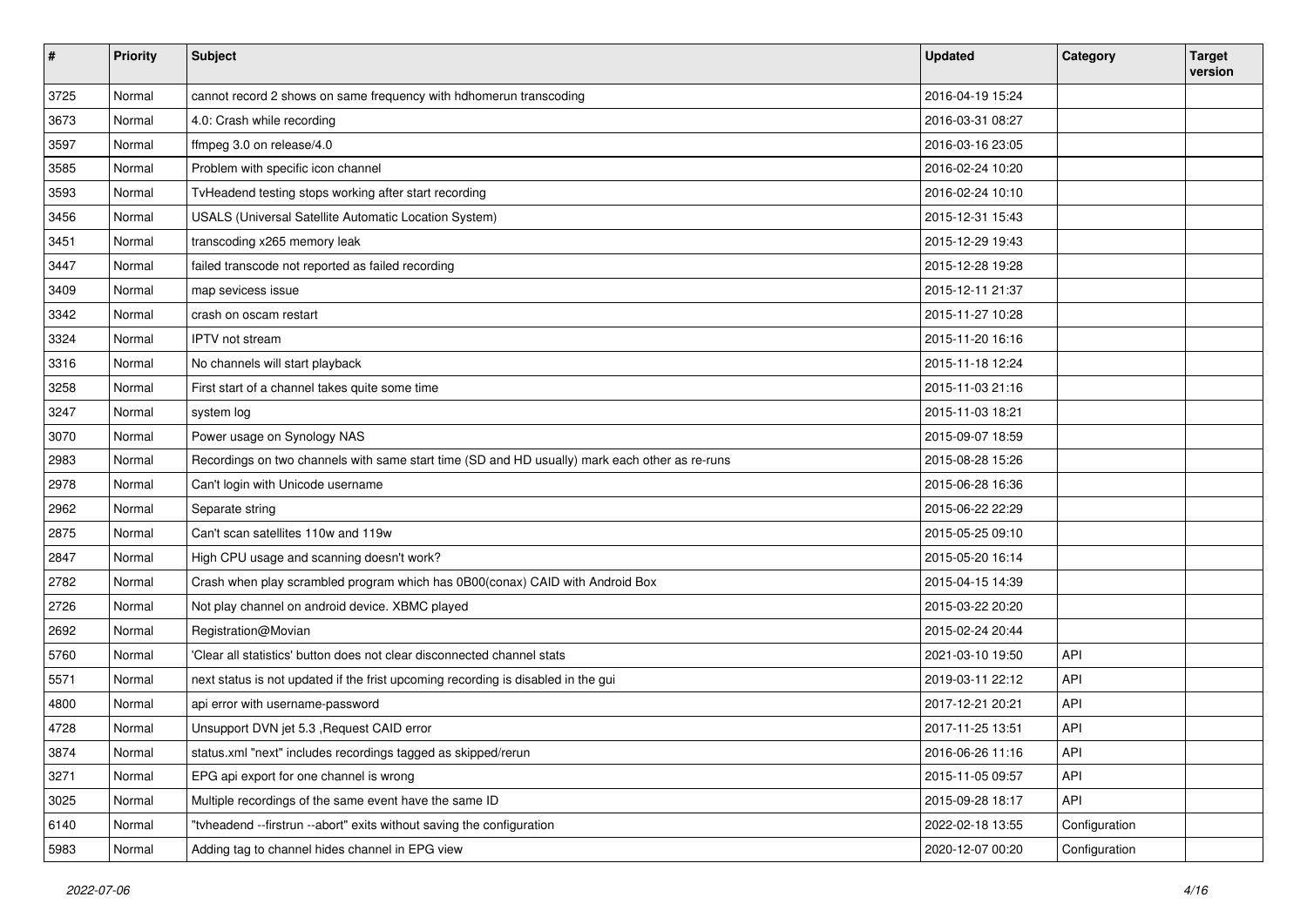| # | Priority | Subject | Updated | Category | Target version |
|---|---|---|---|---|---|
| 3725 | Normal | cannot record 2 shows on same frequency with hdhomerun transcoding | 2016-04-19 15:24 | | |
| 3673 | Normal | 4.0: Crash while recording | 2016-03-31 08:27 | | |
| 3597 | Normal | ffmpeg 3.0 on release/4.0 | 2016-03-16 23:05 | | |
| 3585 | Normal | Problem with specific icon channel | 2016-02-24 10:20 | | |
| 3593 | Normal | TvHeadend testing stops working after start recording | 2016-02-24 10:10 | | |
| 3456 | Normal | USALS (Universal Satellite Automatic Location System) | 2015-12-31 15:43 | | |
| 3451 | Normal | transcoding x265 memory leak | 2015-12-29 19:43 | | |
| 3447 | Normal | failed transcode not reported as failed recording | 2015-12-28 19:28 | | |
| 3409 | Normal | map sevicess issue | 2015-12-11 21:37 | | |
| 3342 | Normal | crash on oscam restart | 2015-11-27 10:28 | | |
| 3324 | Normal | IPTV not stream | 2015-11-20 16:16 | | |
| 3316 | Normal | No channels will start playback | 2015-11-18 12:24 | | |
| 3258 | Normal | First start of a channel takes quite some time | 2015-11-03 21:16 | | |
| 3247 | Normal | system log | 2015-11-03 18:21 | | |
| 3070 | Normal | Power usage on Synology NAS | 2015-09-07 18:59 | | |
| 2983 | Normal | Recordings on two channels with same start time (SD and HD usually) mark each other as re-runs | 2015-08-28 15:26 | | |
| 2978 | Normal | Can't login with Unicode username | 2015-06-28 16:36 | | |
| 2962 | Normal | Separate string | 2015-06-22 22:29 | | |
| 2875 | Normal | Can't scan satellites 110w and 119w | 2015-05-25 09:10 | | |
| 2847 | Normal | High CPU usage and scanning doesn't work? | 2015-05-20 16:14 | | |
| 2782 | Normal | Crash when play scrambled program which has 0B00(conax) CAID with Android Box | 2015-04-15 14:39 | | |
| 2726 | Normal | Not play channel on android device. XBMC played | 2015-03-22 20:20 | | |
| 2692 | Normal | Registration@Movian | 2015-02-24 20:44 | | |
| 5760 | Normal | 'Clear all statistics' button does not clear disconnected channel stats | 2021-03-10 19:50 | API | |
| 5571 | Normal | next status is not updated if the frist upcoming recording is disabled in the gui | 2019-03-11 22:12 | API | |
| 4800 | Normal | api error with username-password | 2017-12-21 20:21 | API | |
| 4728 | Normal | Unsupport DVN jet 5.3 ,Request CAID error | 2017-11-25 13:51 | API | |
| 3874 | Normal | status.xml "next" includes recordings tagged as skipped/rerun | 2016-06-26 11:16 | API | |
| 3271 | Normal | EPG api export for one channel is wrong | 2015-11-05 09:57 | API | |
| 3025 | Normal | Multiple recordings of the same event have the same ID | 2015-09-28 18:17 | API | |
| 6140 | Normal | "tvheadend --firstrun --abort" exits without saving the configuration | 2022-02-18 13:55 | Configuration | |
| 5983 | Normal | Adding tag to channel hides channel in EPG view | 2020-12-07 00:20 | Configuration | |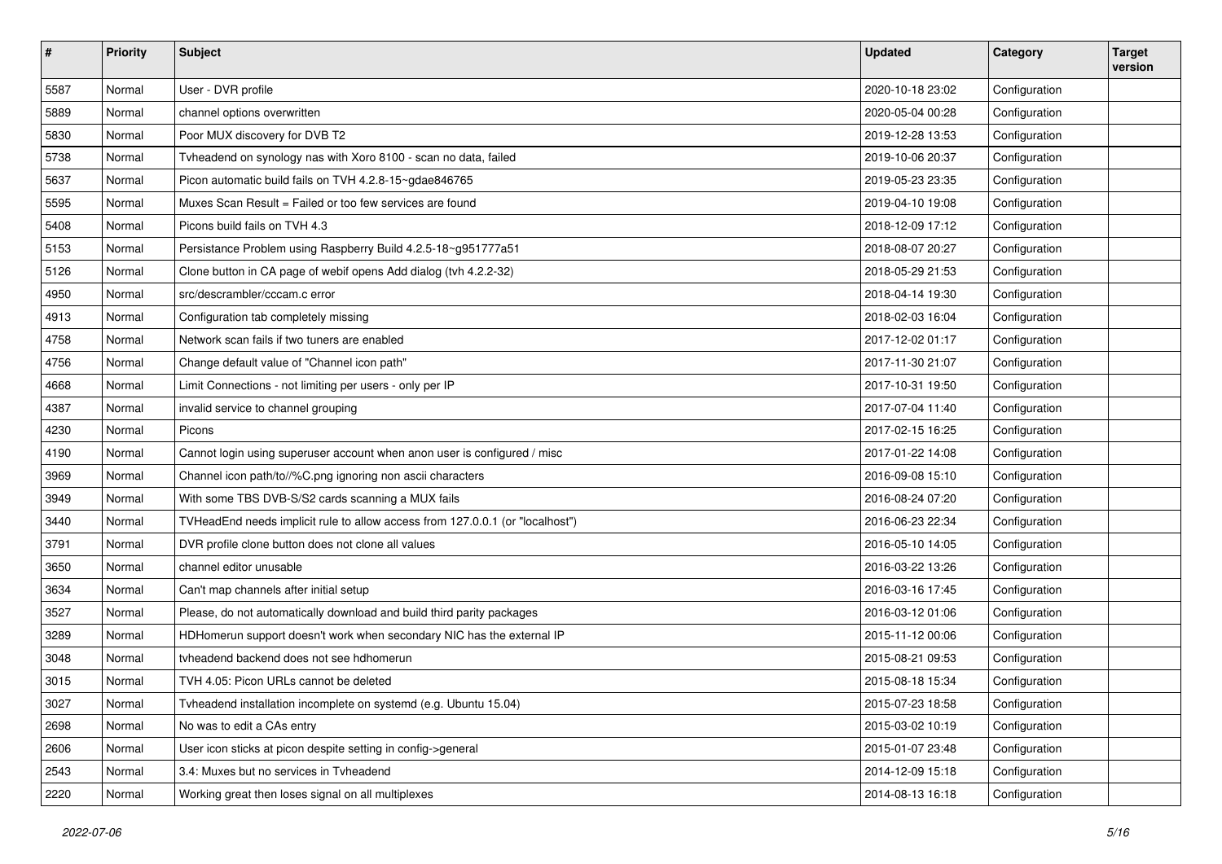| # | Priority | Subject | Updated | Category | Target version |
|---|---|---|---|---|---|
| 5587 | Normal | User - DVR profile | 2020-10-18 23:02 | Configuration | |
| 5889 | Normal | channel options overwritten | 2020-05-04 00:28 | Configuration | |
| 5830 | Normal | Poor MUX discovery for DVB T2 | 2019-12-28 13:53 | Configuration | |
| 5738 | Normal | Tvheadend on synology nas with Xoro 8100 - scan no data, failed | 2019-10-06 20:37 | Configuration | |
| 5637 | Normal | Picon automatic build fails on TVH 4.2.8-15~gdae846765 | 2019-05-23 23:35 | Configuration | |
| 5595 | Normal | Muxes Scan Result = Failed or too few services are found | 2019-04-10 19:08 | Configuration | |
| 5408 | Normal | Picons build fails on TVH 4.3 | 2018-12-09 17:12 | Configuration | |
| 5153 | Normal | Persistance Problem using Raspberry Build 4.2.5-18~g951777a51 | 2018-08-07 20:27 | Configuration | |
| 5126 | Normal | Clone button in CA page of webif opens Add dialog (tvh 4.2.2-32) | 2018-05-29 21:53 | Configuration | |
| 4950 | Normal | src/descrambler/cccam.c error | 2018-04-14 19:30 | Configuration | |
| 4913 | Normal | Configuration tab completely missing | 2018-02-03 16:04 | Configuration | |
| 4758 | Normal | Network scan fails if two tuners are enabled | 2017-12-02 01:17 | Configuration | |
| 4756 | Normal | Change default value of "Channel icon path" | 2017-11-30 21:07 | Configuration | |
| 4668 | Normal | Limit Connections - not limiting per users - only per IP | 2017-10-31 19:50 | Configuration | |
| 4387 | Normal | invalid service to channel grouping | 2017-07-04 11:40 | Configuration | |
| 4230 | Normal | Picons | 2017-02-15 16:25 | Configuration | |
| 4190 | Normal | Cannot login using superuser account when anon user is configured / misc | 2017-01-22 14:08 | Configuration | |
| 3969 | Normal | Channel icon path/to//%C.png ignoring non ascii characters | 2016-09-08 15:10 | Configuration | |
| 3949 | Normal | With some TBS DVB-S/S2 cards scanning a MUX fails | 2016-08-24 07:20 | Configuration | |
| 3440 | Normal | TVHeadEnd needs implicit rule to allow access from 127.0.0.1 (or "localhost") | 2016-06-23 22:34 | Configuration | |
| 3791 | Normal | DVR profile clone button does not clone all values | 2016-05-10 14:05 | Configuration | |
| 3650 | Normal | channel editor unusable | 2016-03-22 13:26 | Configuration | |
| 3634 | Normal | Can't map channels after initial setup | 2016-03-16 17:45 | Configuration | |
| 3527 | Normal | Please, do not automatically download and build third parity packages | 2016-03-12 01:06 | Configuration | |
| 3289 | Normal | HDHomerun support doesn't work when secondary NIC has the external IP | 2015-11-12 00:06 | Configuration | |
| 3048 | Normal | tvheadend backend does not see hdhomerun | 2015-08-21 09:53 | Configuration | |
| 3015 | Normal | TVH 4.05: Picon URLs cannot be deleted | 2015-08-18 15:34 | Configuration | |
| 3027 | Normal | Tvheadend installation incomplete on systemd (e.g. Ubuntu 15.04) | 2015-07-23 18:58 | Configuration | |
| 2698 | Normal | No was to edit a CAs entry | 2015-03-02 10:19 | Configuration | |
| 2606 | Normal | User icon sticks at picon despite setting in config->general | 2015-01-07 23:48 | Configuration | |
| 2543 | Normal | 3.4: Muxes but no services in Tvheadend | 2014-12-09 15:18 | Configuration | |
| 2220 | Normal | Working great then loses signal on all multiplexes | 2014-08-13 16:18 | Configuration | |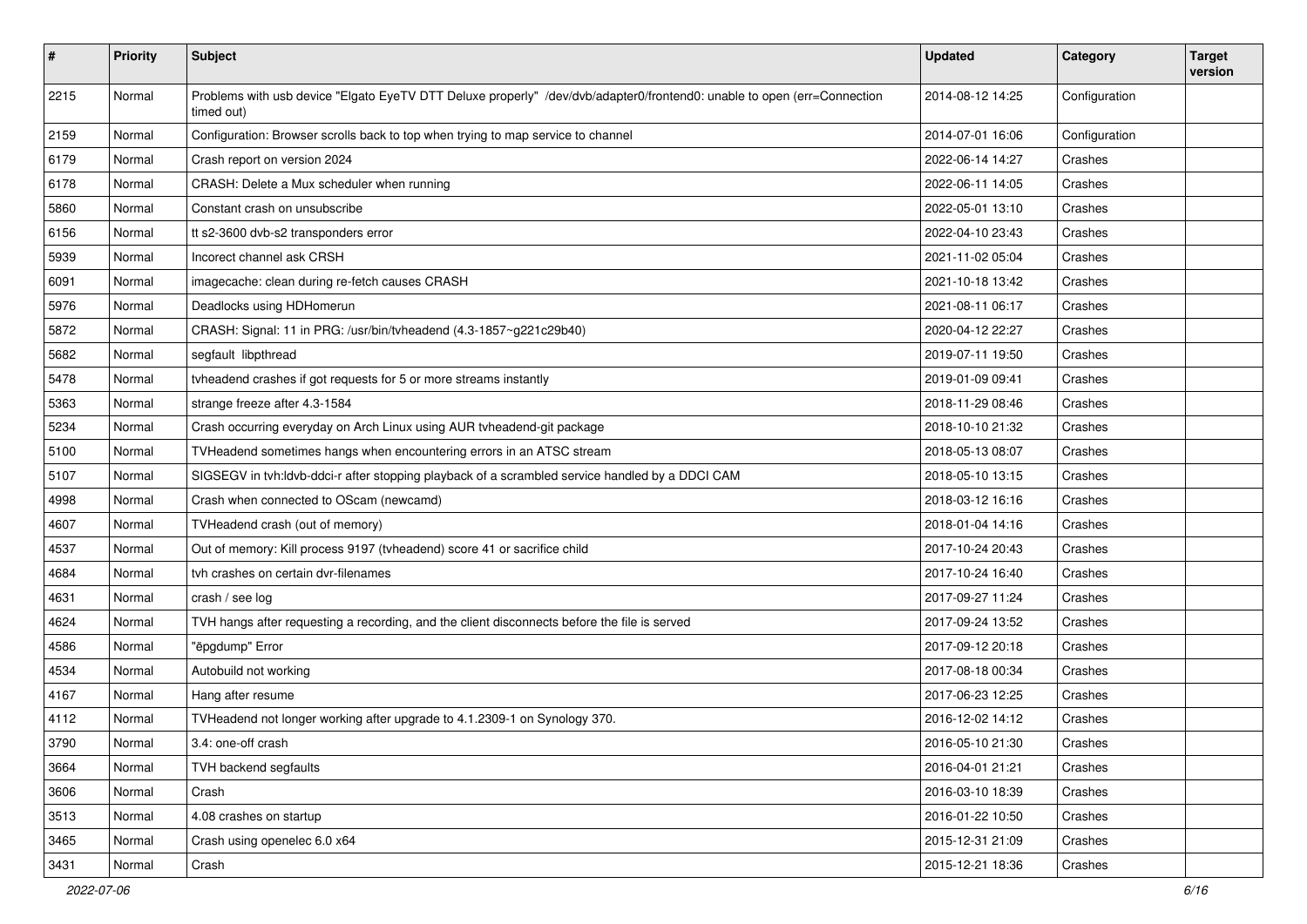| # | Priority | Subject | Updated | Category | Target version |
|---|---|---|---|---|---|
| 2215 | Normal | Problems with usb device "Elgato EyeTV DTT Deluxe properly" /dev/dvb/adapter0/frontend0: unable to open (err=Connection timed out) | 2014-08-12 14:25 | Configuration | |
| 2159 | Normal | Configuration: Browser scrolls back to top when trying to map service to channel | 2014-07-01 16:06 | Configuration | |
| 6179 | Normal | Crash report on version 2024 | 2022-06-14 14:27 | Crashes | |
| 6178 | Normal | CRASH: Delete a Mux scheduler when running | 2022-06-11 14:05 | Crashes | |
| 5860 | Normal | Constant crash on unsubscribe | 2022-05-01 13:10 | Crashes | |
| 6156 | Normal | tt s2-3600 dvb-s2 transponders error | 2022-04-10 23:43 | Crashes | |
| 5939 | Normal | Incorect channel ask CRSH | 2021-11-02 05:04 | Crashes | |
| 6091 | Normal | imagecache: clean during re-fetch causes CRASH | 2021-10-18 13:42 | Crashes | |
| 5976 | Normal | Deadlocks using HDHomerun | 2021-08-11 06:17 | Crashes | |
| 5872 | Normal | CRASH: Signal: 11 in PRG: /usr/bin/tvheadend (4.3-1857~g221c29b40) | 2020-04-12 22:27 | Crashes | |
| 5682 | Normal | segfault libpthread | 2019-07-11 19:50 | Crashes | |
| 5478 | Normal | tvheadend crashes if got requests for 5 or more streams instantly | 2019-01-09 09:41 | Crashes | |
| 5363 | Normal | strange freeze after 4.3-1584 | 2018-11-29 08:46 | Crashes | |
| 5234 | Normal | Crash occurring everyday on Arch Linux using AUR tvheadend-git package | 2018-10-10 21:32 | Crashes | |
| 5100 | Normal | TVHeadend sometimes hangs when encountering errors in an ATSC stream | 2018-05-13 08:07 | Crashes | |
| 5107 | Normal | SIGSEGV in tvh:ldvb-ddci-r after stopping playback of a scrambled service handled by a DDCI CAM | 2018-05-10 13:15 | Crashes | |
| 4998 | Normal | Crash when connected to OScam (newcamd) | 2018-03-12 16:16 | Crashes | |
| 4607 | Normal | TVHeadend crash (out of memory) | 2018-01-04 14:16 | Crashes | |
| 4537 | Normal | Out of memory: Kill process 9197 (tvheadend) score 41 or sacrifice child | 2017-10-24 20:43 | Crashes | |
| 4684 | Normal | tvh crashes on certain dvr-filenames | 2017-10-24 16:40 | Crashes | |
| 4631 | Normal | crash / see log | 2017-09-27 11:24 | Crashes | |
| 4624 | Normal | TVH hangs after requesting a recording, and the client disconnects before the file is served | 2017-09-24 13:52 | Crashes | |
| 4586 | Normal | "ëpgdump" Error | 2017-09-12 20:18 | Crashes | |
| 4534 | Normal | Autobuild not working | 2017-08-18 00:34 | Crashes | |
| 4167 | Normal | Hang after resume | 2017-06-23 12:25 | Crashes | |
| 4112 | Normal | TVHeadend not longer working after upgrade to 4.1.2309-1 on Synology 370. | 2016-12-02 14:12 | Crashes | |
| 3790 | Normal | 3.4: one-off crash | 2016-05-10 21:30 | Crashes | |
| 3664 | Normal | TVH backend segfaults | 2016-04-01 21:21 | Crashes | |
| 3606 | Normal | Crash | 2016-03-10 18:39 | Crashes | |
| 3513 | Normal | 4.08 crashes on startup | 2016-01-22 10:50 | Crashes | |
| 3465 | Normal | Crash using openelec 6.0 x64 | 2015-12-31 21:09 | Crashes | |
| 3431 | Normal | Crash | 2015-12-21 18:36 | Crashes | |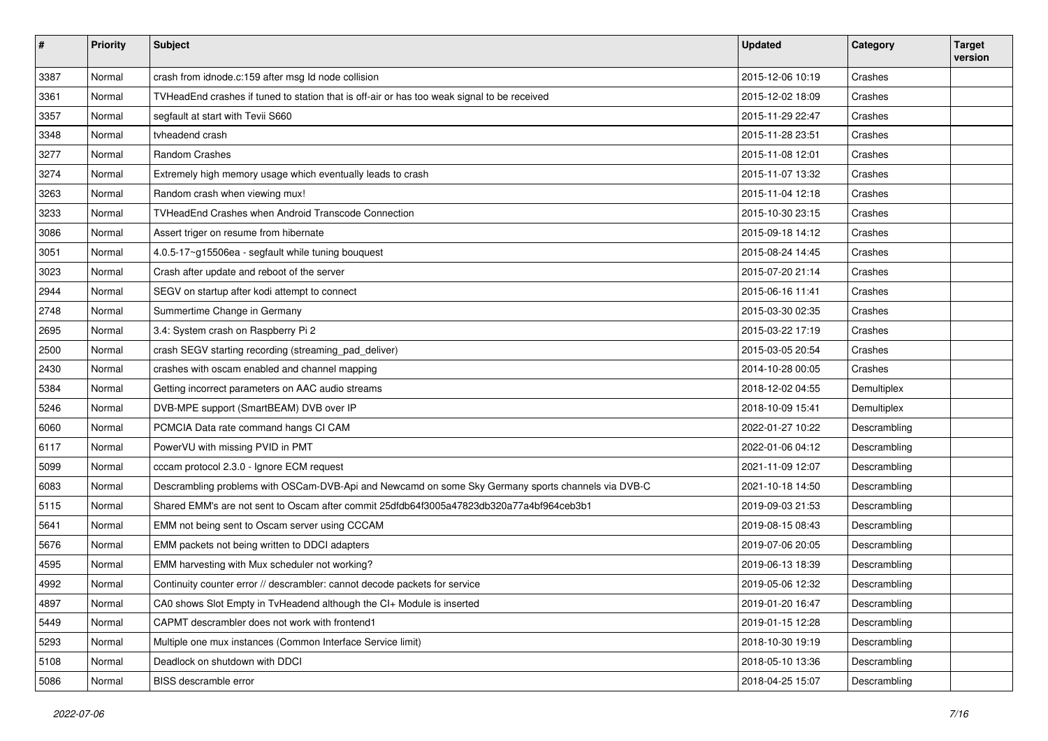| # | Priority | Subject | Updated | Category | Target version |
|---|---|---|---|---|---|
| 3387 | Normal | crash from idnode.c:159 after msg Id node collision | 2015-12-06 10:19 | Crashes | |
| 3361 | Normal | TVHeadEnd crashes if tuned to station that is off-air or has too weak signal to be received | 2015-12-02 18:09 | Crashes | |
| 3357 | Normal | segfault at start with Tevii S660 | 2015-11-29 22:47 | Crashes | |
| 3348 | Normal | tvheadend crash | 2015-11-28 23:51 | Crashes | |
| 3277 | Normal | Random Crashes | 2015-11-08 12:01 | Crashes | |
| 3274 | Normal | Extremely high memory usage which eventually leads to crash | 2015-11-07 13:32 | Crashes | |
| 3263 | Normal | Random crash when viewing mux! | 2015-11-04 12:18 | Crashes | |
| 3233 | Normal | TVHeadEnd Crashes when Android Transcode Connection | 2015-10-30 23:15 | Crashes | |
| 3086 | Normal | Assert triger on resume from hibernate | 2015-09-18 14:12 | Crashes | |
| 3051 | Normal | 4.0.5-17~g15506ea - segfault while tuning bouquest | 2015-08-24 14:45 | Crashes | |
| 3023 | Normal | Crash after update and reboot of the server | 2015-07-20 21:14 | Crashes | |
| 2944 | Normal | SEGV on startup after kodi attempt to connect | 2015-06-16 11:41 | Crashes | |
| 2748 | Normal | Summertime Change in Germany | 2015-03-30 02:35 | Crashes | |
| 2695 | Normal | 3.4: System crash on Raspberry Pi 2 | 2015-03-22 17:19 | Crashes | |
| 2500 | Normal | crash SEGV starting recording (streaming_pad_deliver) | 2015-03-05 20:54 | Crashes | |
| 2430 | Normal | crashes with oscam enabled and channel mapping | 2014-10-28 00:05 | Crashes | |
| 5384 | Normal | Getting incorrect parameters on AAC audio streams | 2018-12-02 04:55 | Demultiplex | |
| 5246 | Normal | DVB-MPE support (SmartBEAM) DVB over IP | 2018-10-09 15:41 | Demultiplex | |
| 6060 | Normal | PCMCIA Data rate command hangs CI CAM | 2022-01-27 10:22 | Descrambling | |
| 6117 | Normal | PowerVU with missing PVID in PMT | 2022-01-06 04:12 | Descrambling | |
| 5099 | Normal | cccam protocol 2.3.0 - Ignore ECM request | 2021-11-09 12:07 | Descrambling | |
| 6083 | Normal | Descrambling problems with OSCam-DVB-Api and Newcamd on some Sky Germany sports channels via DVB-C | 2021-10-18 14:50 | Descrambling | |
| 5115 | Normal | Shared EMM's are not sent to Oscam after commit 25dfdb64f3005a47823db320a77a4bf964ceb3b1 | 2019-09-03 21:53 | Descrambling | |
| 5641 | Normal | EMM not being sent to Oscam server using CCCAM | 2019-08-15 08:43 | Descrambling | |
| 5676 | Normal | EMM packets not being written to DDCI adapters | 2019-07-06 20:05 | Descrambling | |
| 4595 | Normal | EMM harvesting with Mux scheduler not working? | 2019-06-13 18:39 | Descrambling | |
| 4992 | Normal | Continuity counter error // descrambler: cannot decode packets for service | 2019-05-06 12:32 | Descrambling | |
| 4897 | Normal | CA0 shows Slot Empty in TvHeadend although the CI+ Module is inserted | 2019-01-20 16:47 | Descrambling | |
| 5449 | Normal | CAPMT descrambler does not work with frontend1 | 2019-01-15 12:28 | Descrambling | |
| 5293 | Normal | Multiple one mux instances (Common Interface Service limit) | 2018-10-30 19:19 | Descrambling | |
| 5108 | Normal | Deadlock on shutdown with DDCI | 2018-05-10 13:36 | Descrambling | |
| 5086 | Normal | BISS descramble error | 2018-04-25 15:07 | Descrambling | |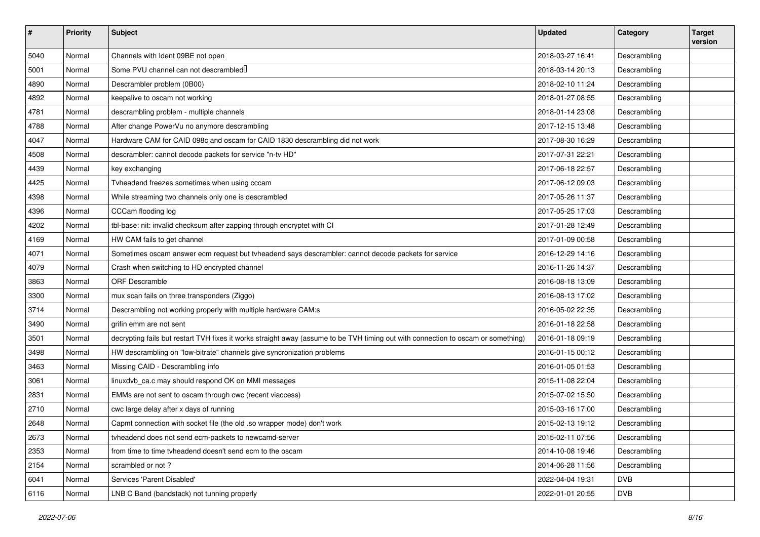| # | Priority | Subject | Updated | Category | Target version |
|---|---|---|---|---|---|
| 5040 | Normal | Channels with Ident 09BE not open | 2018-03-27 16:41 | Descrambling | |
| 5001 | Normal | Some PVU channel can not descrambled | 2018-03-14 20:13 | Descrambling | |
| 4890 | Normal | Descrambler problem (0B00) | 2018-02-10 11:24 | Descrambling | |
| 4892 | Normal | keepalive to oscam not working | 2018-01-27 08:55 | Descrambling | |
| 4781 | Normal | descrambling problem - multiple channels | 2018-01-14 23:08 | Descrambling | |
| 4788 | Normal | After change PowerVu no anymore descrambling | 2017-12-15 13:48 | Descrambling | |
| 4047 | Normal | Hardware CAM for CAID 098c and oscam for CAID 1830 descrambling did not work | 2017-08-30 16:29 | Descrambling | |
| 4508 | Normal | descrambler: cannot decode packets for service "n-tv HD" | 2017-07-31 22:21 | Descrambling | |
| 4439 | Normal | key exchanging | 2017-06-18 22:57 | Descrambling | |
| 4425 | Normal | Tvheadend freezes sometimes when using cccam | 2017-06-12 09:03 | Descrambling | |
| 4398 | Normal | While streaming two channels only one is descrambled | 2017-05-26 11:37 | Descrambling | |
| 4396 | Normal | CCCam flooding log | 2017-05-25 17:03 | Descrambling | |
| 4202 | Normal | tbl-base: nit: invalid checksum after zapping through encryptet with CI | 2017-01-28 12:49 | Descrambling | |
| 4169 | Normal | HW CAM fails to get channel | 2017-01-09 00:58 | Descrambling | |
| 4071 | Normal | Sometimes oscam answer ecm request but tvheadend says descrambler: cannot decode packets for service | 2016-12-29 14:16 | Descrambling | |
| 4079 | Normal | Crash when switching to HD encrypted channel | 2016-11-26 14:37 | Descrambling | |
| 3863 | Normal | ORF Descramble | 2016-08-18 13:09 | Descrambling | |
| 3300 | Normal | mux scan fails on three transponders (Ziggo) | 2016-08-13 17:02 | Descrambling | |
| 3714 | Normal | Descrambling not working properly with multiple hardware CAM:s | 2016-05-02 22:35 | Descrambling | |
| 3490 | Normal | grifin emm are not sent | 2016-01-18 22:58 | Descrambling | |
| 3501 | Normal | decrypting fails but restart TVH fixes it works straight away (assume to be TVH timing out with connection to oscam or something) | 2016-01-18 09:19 | Descrambling | |
| 3498 | Normal | HW descrambling on "low-bitrate" channels give syncronization problems | 2016-01-15 00:12 | Descrambling | |
| 3463 | Normal | Missing CAID - Descrambling info | 2016-01-05 01:53 | Descrambling | |
| 3061 | Normal | linuxdvb_ca.c may should respond OK on MMI messages | 2015-11-08 22:04 | Descrambling | |
| 2831 | Normal | EMMs are not sent to oscam through cwc (recent viaccess) | 2015-07-02 15:50 | Descrambling | |
| 2710 | Normal | cwc large delay after x days of running | 2015-03-16 17:00 | Descrambling | |
| 2648 | Normal | Capmt connection with socket file (the old .so wrapper mode) don't work | 2015-02-13 19:12 | Descrambling | |
| 2673 | Normal | tvheadend does not send ecm-packets to newcamd-server | 2015-02-11 07:56 | Descrambling | |
| 2353 | Normal | from time to time tvheadend doesn't send ecm to the oscam | 2014-10-08 19:46 | Descrambling | |
| 2154 | Normal | scrambled or not ? | 2014-06-28 11:56 | Descrambling | |
| 6041 | Normal | Services 'Parent Disabled' | 2022-04-04 19:31 | DVB | |
| 6116 | Normal | LNB C Band (bandstack) not tunning properly | 2022-01-01 20:55 | DVB | |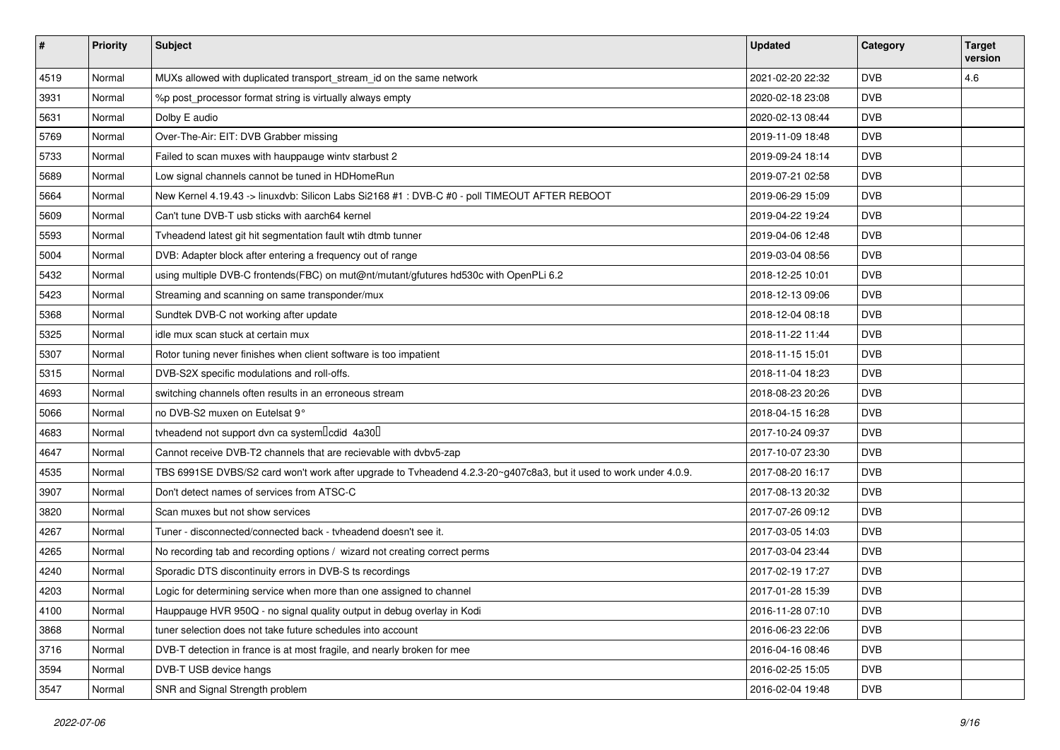| # | Priority | Subject | Updated | Category | Target version |
|---|---|---|---|---|---|
| 4519 | Normal | MUXs allowed with duplicated transport_stream_id on the same network | 2021-02-20 22:32 | DVB | 4.6 |
| 3931 | Normal | %p post_processor format string is virtually always empty | 2020-02-18 23:08 | DVB | |
| 5631 | Normal | Dolby E audio | 2020-02-13 08:44 | DVB | |
| 5769 | Normal | Over-The-Air: EIT: DVB Grabber missing | 2019-11-09 18:48 | DVB | |
| 5733 | Normal | Failed to scan muxes with hauppauge wintv starbust 2 | 2019-09-24 18:14 | DVB | |
| 5689 | Normal | Low signal channels cannot be tuned in HDHomeRun | 2019-07-21 02:58 | DVB | |
| 5664 | Normal | New Kernel 4.19.43 -> linuxdvb: Silicon Labs Si2168 #1 : DVB-C #0 - poll TIMEOUT AFTER REBOOT | 2019-06-29 15:09 | DVB | |
| 5609 | Normal | Can't tune DVB-T usb sticks with aarch64 kernel | 2019-04-22 19:24 | DVB | |
| 5593 | Normal | Tvheadend latest git hit segmentation fault wtih dtmb tunner | 2019-04-06 12:48 | DVB | |
| 5004 | Normal | DVB: Adapter block after entering a frequency out of range | 2019-03-04 08:56 | DVB | |
| 5432 | Normal | using multiple DVB-C frontends(FBC) on mut@nt/mutant/gfutures hd530c with OpenPLi 6.2 | 2018-12-25 10:01 | DVB | |
| 5423 | Normal | Streaming and scanning on same transponder/mux | 2018-12-13 09:06 | DVB | |
| 5368 | Normal | Sundtek DVB-C not working after update | 2018-12-04 08:18 | DVB | |
| 5325 | Normal | idle mux scan stuck at certain mux | 2018-11-22 11:44 | DVB | |
| 5307 | Normal | Rotor tuning never finishes when client software is too impatient | 2018-11-15 15:01 | DVB | |
| 5315 | Normal | DVB-S2X specific modulations and roll-offs. | 2018-11-04 18:23 | DVB | |
| 4693 | Normal | switching channels often results in an erroneous stream | 2018-08-23 20:26 | DVB | |
| 5066 | Normal | no DVB-S2 muxen on Eutelsat 9° | 2018-04-15 16:28 | DVB | |
| 4683 | Normal | tvheadend not support dvn ca system（cdid 4a30） | 2017-10-24 09:37 | DVB | |
| 4647 | Normal | Cannot receive DVB-T2 channels that are recievable with dvbv5-zap | 2017-10-07 23:30 | DVB | |
| 4535 | Normal | TBS 6991SE DVBS/S2 card won't work after upgrade to Tvheadend 4.2.3-20~g407c8a3, but it used to work under 4.0.9. | 2017-08-20 16:17 | DVB | |
| 3907 | Normal | Don't detect names of services from ATSC-C | 2017-08-13 20:32 | DVB | |
| 3820 | Normal | Scan muxes but not show services | 2017-07-26 09:12 | DVB | |
| 4267 | Normal | Tuner - disconnected/connected back - tvheadend doesn't see it. | 2017-03-05 14:03 | DVB | |
| 4265 | Normal | No recording tab and recording options / wizard not creating correct perms | 2017-03-04 23:44 | DVB | |
| 4240 | Normal | Sporadic DTS discontinuity errors in DVB-S ts recordings | 2017-02-19 17:27 | DVB | |
| 4203 | Normal | Logic for determining service when more than one assigned to channel | 2017-01-28 15:39 | DVB | |
| 4100 | Normal | Hauppauge HVR 950Q - no signal quality output in debug overlay in Kodi | 2016-11-28 07:10 | DVB | |
| 3868 | Normal | tuner selection does not take future schedules into account | 2016-06-23 22:06 | DVB | |
| 3716 | Normal | DVB-T detection in france is at most fragile, and nearly broken for mee | 2016-04-16 08:46 | DVB | |
| 3594 | Normal | DVB-T USB device hangs | 2016-02-25 15:05 | DVB | |
| 3547 | Normal | SNR and Signal Strength problem | 2016-02-04 19:48 | DVB | |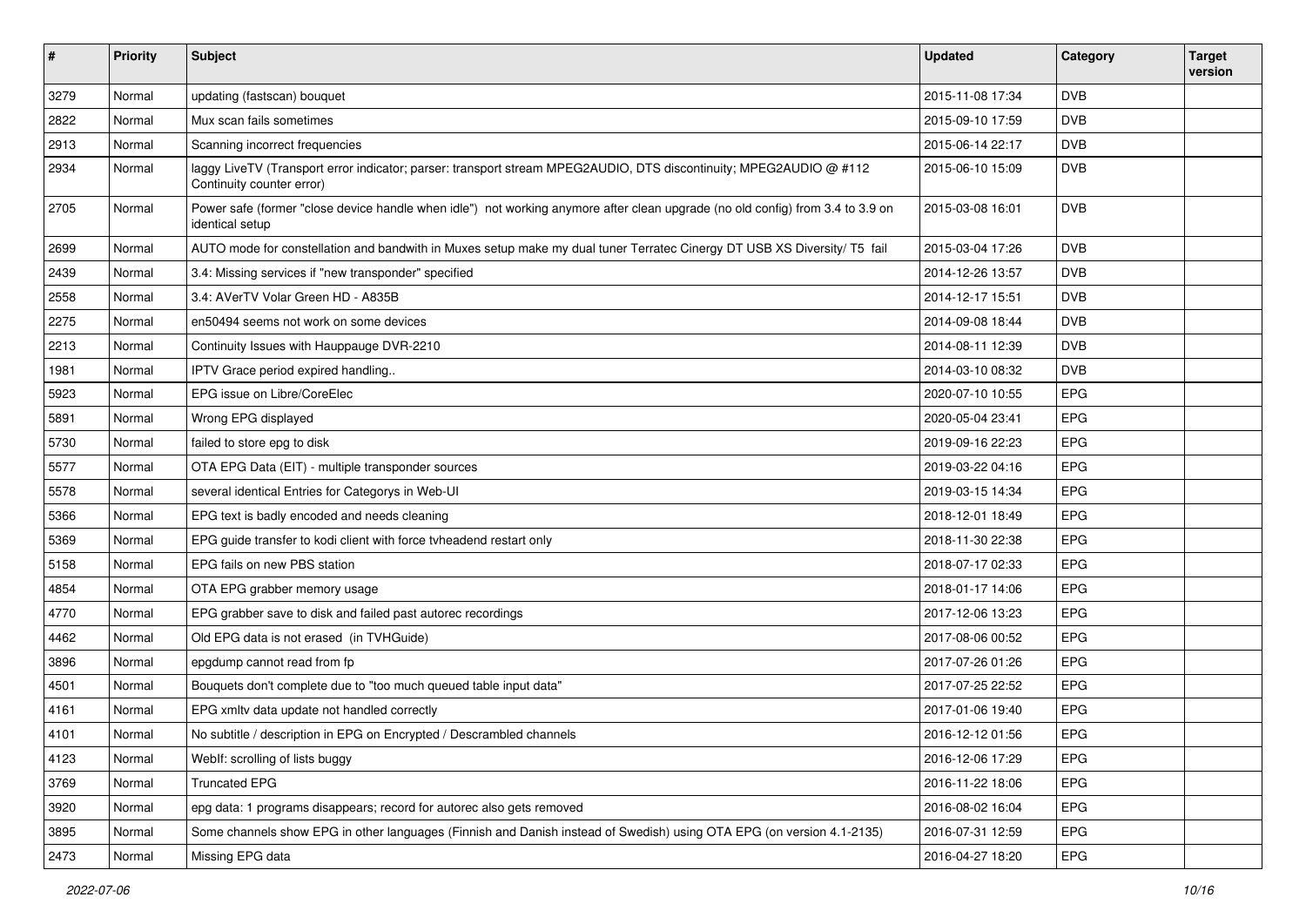| # | Priority | Subject | Updated | Category | Target version |
|---|---|---|---|---|---|
| 3279 | Normal | updating (fastscan) bouquet | 2015-11-08 17:34 | DVB | |
| 2822 | Normal | Mux scan fails sometimes | 2015-09-10 17:59 | DVB | |
| 2913 | Normal | Scanning incorrect frequencies | 2015-06-14 22:17 | DVB | |
| 2934 | Normal | laggy LiveTV (Transport error indicator; parser: transport stream MPEG2AUDIO, DTS discontinuity; MPEG2AUDIO @ #112 Continuity counter error) | 2015-06-10 15:09 | DVB | |
| 2705 | Normal | Power safe (former "close device handle when idle") not working anymore after clean upgrade (no old config) from 3.4 to 3.9 on identical setup | 2015-03-08 16:01 | DVB | |
| 2699 | Normal | AUTO mode for constellation and bandwith in Muxes setup make my dual tuner Terratec Cinergy DT USB XS Diversity/ T5 fail | 2015-03-04 17:26 | DVB | |
| 2439 | Normal | 3.4: Missing services if "new transponder" specified | 2014-12-26 13:57 | DVB | |
| 2558 | Normal | 3.4: AVerTV Volar Green HD - A835B | 2014-12-17 15:51 | DVB | |
| 2275 | Normal | en50494 seems not work on some devices | 2014-09-08 18:44 | DVB | |
| 2213 | Normal | Continuity Issues with Hauppauge DVR-2210 | 2014-08-11 12:39 | DVB | |
| 1981 | Normal | IPTV Grace period expired handling.. | 2014-03-10 08:32 | DVB | |
| 5923 | Normal | EPG issue on Libre/CoreElec | 2020-07-10 10:55 | EPG | |
| 5891 | Normal | Wrong EPG displayed | 2020-05-04 23:41 | EPG | |
| 5730 | Normal | failed to store epg to disk | 2019-09-16 22:23 | EPG | |
| 5577 | Normal | OTA EPG Data (EIT) - multiple transponder sources | 2019-03-22 04:16 | EPG | |
| 5578 | Normal | several identical Entries for Categorys in Web-UI | 2019-03-15 14:34 | EPG | |
| 5366 | Normal | EPG text is badly encoded and needs cleaning | 2018-12-01 18:49 | EPG | |
| 5369 | Normal | EPG guide transfer to kodi client with force tvheadend restart only | 2018-11-30 22:38 | EPG | |
| 5158 | Normal | EPG fails on new PBS station | 2018-07-17 02:33 | EPG | |
| 4854 | Normal | OTA EPG grabber memory usage | 2018-01-17 14:06 | EPG | |
| 4770 | Normal | EPG grabber save to disk and failed past autorec recordings | 2017-12-06 13:23 | EPG | |
| 4462 | Normal | Old EPG data is not erased (in TVHGuide) | 2017-08-06 00:52 | EPG | |
| 3896 | Normal | epgdump cannot read from fp | 2017-07-26 01:26 | EPG | |
| 4501 | Normal | Bouquets don't complete due to "too much queued table input data" | 2017-07-25 22:52 | EPG | |
| 4161 | Normal | EPG xmltv data update not handled correctly | 2017-01-06 19:40 | EPG | |
| 4101 | Normal | No subtitle / description in EPG on Encrypted / Descrambled channels | 2016-12-12 01:56 | EPG | |
| 4123 | Normal | WebIf: scrolling of lists buggy | 2016-12-06 17:29 | EPG | |
| 3769 | Normal | Truncated EPG | 2016-11-22 18:06 | EPG | |
| 3920 | Normal | epg data: 1 programs disappears; record for autorec also gets removed | 2016-08-02 16:04 | EPG | |
| 3895 | Normal | Some channels show EPG in other languages (Finnish and Danish instead of Swedish) using OTA EPG (on version 4.1-2135) | 2016-07-31 12:59 | EPG | |
| 2473 | Normal | Missing EPG data | 2016-04-27 18:20 | EPG | |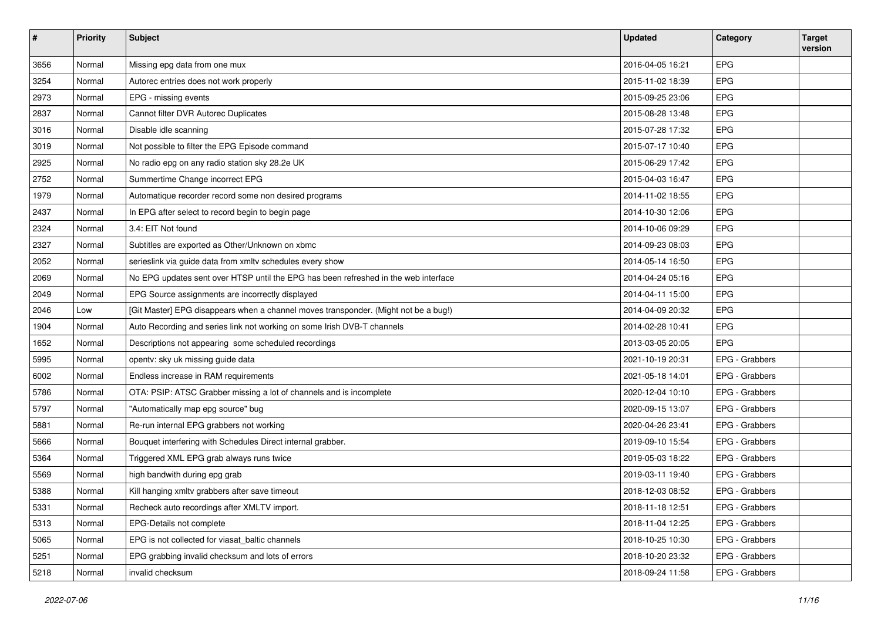| # | Priority | Subject | Updated | Category | Target version |
|---|---|---|---|---|---|
| 3656 | Normal | Missing epg data from one mux | 2016-04-05 16:21 | EPG | |
| 3254 | Normal | Autorec entries does not work properly | 2015-11-02 18:39 | EPG | |
| 2973 | Normal | EPG - missing events | 2015-09-25 23:06 | EPG | |
| 2837 | Normal | Cannot filter DVR Autorec Duplicates | 2015-08-28 13:48 | EPG | |
| 3016 | Normal | Disable idle scanning | 2015-07-28 17:32 | EPG | |
| 3019 | Normal | Not possible to filter the EPG Episode command | 2015-07-17 10:40 | EPG | |
| 2925 | Normal | No radio epg on any radio station sky 28.2e UK | 2015-06-29 17:42 | EPG | |
| 2752 | Normal | Summertime Change incorrect EPG | 2015-04-03 16:47 | EPG | |
| 1979 | Normal | Automatique recorder record some non desired programs | 2014-11-02 18:55 | EPG | |
| 2437 | Normal | In EPG after select to record begin to begin page | 2014-10-30 12:06 | EPG | |
| 2324 | Normal | 3.4: EIT Not found | 2014-10-06 09:29 | EPG | |
| 2327 | Normal | Subtitles are exported as Other/Unknown on xbmc | 2014-09-23 08:03 | EPG | |
| 2052 | Normal | serieslink via guide data from xmltv schedules every show | 2014-05-14 16:50 | EPG | |
| 2069 | Normal | No EPG updates sent over HTSP until the EPG has been refreshed in the web interface | 2014-04-24 05:16 | EPG | |
| 2049 | Normal | EPG Source assignments are incorrectly displayed | 2014-04-11 15:00 | EPG | |
| 2046 | Low | [Git Master] EPG disappears when a channel moves transponder. (Might not be a bug!) | 2014-04-09 20:32 | EPG | |
| 1904 | Normal | Auto Recording and series link not working on some Irish DVB-T channels | 2014-02-28 10:41 | EPG | |
| 1652 | Normal | Descriptions not appearing some scheduled recordings | 2013-03-05 20:05 | EPG | |
| 5995 | Normal | opentv: sky uk missing guide data | 2021-10-19 20:31 | EPG - Grabbers | |
| 6002 | Normal | Endless increase in RAM requirements | 2021-05-18 14:01 | EPG - Grabbers | |
| 5786 | Normal | OTA: PSIP: ATSC Grabber missing a lot of channels and is incomplete | 2020-12-04 10:10 | EPG - Grabbers | |
| 5797 | Normal | "Automatically map epg source" bug | 2020-09-15 13:07 | EPG - Grabbers | |
| 5881 | Normal | Re-run internal EPG grabbers not working | 2020-04-26 23:41 | EPG - Grabbers | |
| 5666 | Normal | Bouquet interfering with Schedules Direct internal grabber. | 2019-09-10 15:54 | EPG - Grabbers | |
| 5364 | Normal | Triggered XML EPG grab always runs twice | 2019-05-03 18:22 | EPG - Grabbers | |
| 5569 | Normal | high bandwith during epg grab | 2019-03-11 19:40 | EPG - Grabbers | |
| 5388 | Normal | Kill hanging xmltv grabbers after save timeout | 2018-12-03 08:52 | EPG - Grabbers | |
| 5331 | Normal | Recheck auto recordings after XMLTV import. | 2018-11-18 12:51 | EPG - Grabbers | |
| 5313 | Normal | EPG-Details not complete | 2018-11-04 12:25 | EPG - Grabbers | |
| 5065 | Normal | EPG is not collected for viasat_baltic channels | 2018-10-25 10:30 | EPG - Grabbers | |
| 5251 | Normal | EPG grabbing invalid checksum and lots of errors | 2018-10-20 23:32 | EPG - Grabbers | |
| 5218 | Normal | invalid checksum | 2018-09-24 11:58 | EPG - Grabbers | |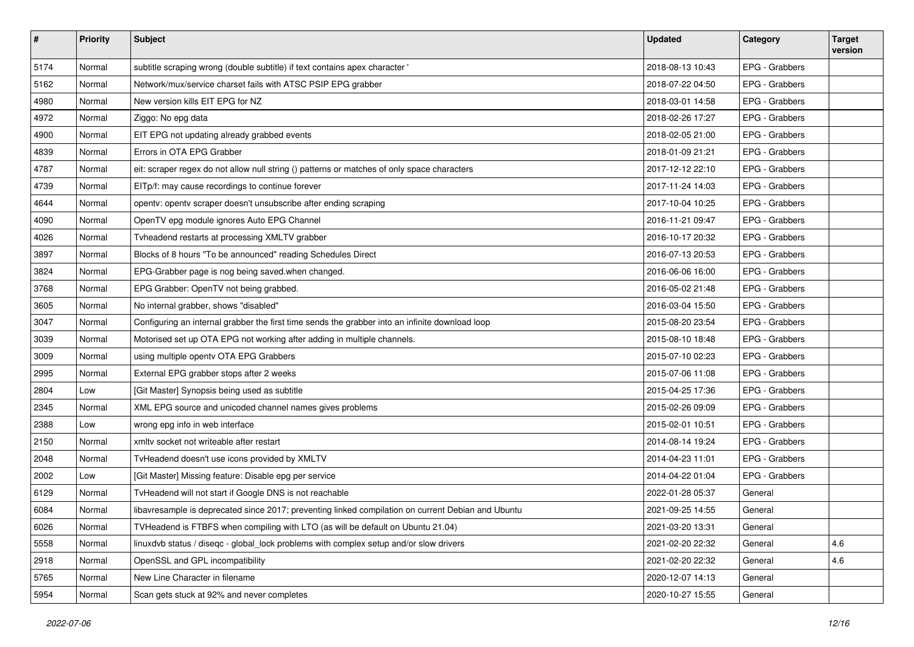| # | Priority | Subject | Updated | Category | Target version |
| --- | --- | --- | --- | --- | --- |
| 5174 | Normal | subtitle scraping wrong (double subtitle) if text contains apex character ' | 2018-08-13 10:43 | EPG - Grabbers | |
| 5162 | Normal | Network/mux/service charset fails with ATSC PSIP EPG grabber | 2018-07-22 04:50 | EPG - Grabbers | |
| 4980 | Normal | New version kills EIT EPG for NZ | 2018-03-01 14:58 | EPG - Grabbers | |
| 4972 | Normal | Ziggo: No epg data | 2018-02-26 17:27 | EPG - Grabbers | |
| 4900 | Normal | EIT EPG not updating already grabbed events | 2018-02-05 21:00 | EPG - Grabbers | |
| 4839 | Normal | Errors in OTA EPG Grabber | 2018-01-09 21:21 | EPG - Grabbers | |
| 4787 | Normal | eit: scraper regex do not allow null string () patterns or matches of only space characters | 2017-12-12 22:10 | EPG - Grabbers | |
| 4739 | Normal | EITp/f: may cause recordings to continue forever | 2017-11-24 14:03 | EPG - Grabbers | |
| 4644 | Normal | opentv: opentv scraper doesn't unsubscribe after ending scraping | 2017-10-04 10:25 | EPG - Grabbers | |
| 4090 | Normal | OpenTV epg module ignores Auto EPG Channel | 2016-11-21 09:47 | EPG - Grabbers | |
| 4026 | Normal | Tvheadend restarts at processing XMLTV grabber | 2016-10-17 20:32 | EPG - Grabbers | |
| 3897 | Normal | Blocks of 8 hours "To be announced" reading Schedules Direct | 2016-07-13 20:53 | EPG - Grabbers | |
| 3824 | Normal | EPG-Grabber page is nog being saved.when changed. | 2016-06-06 16:00 | EPG - Grabbers | |
| 3768 | Normal | EPG Grabber: OpenTV not being grabbed. | 2016-05-02 21:48 | EPG - Grabbers | |
| 3605 | Normal | No internal grabber, shows "disabled" | 2016-03-04 15:50 | EPG - Grabbers | |
| 3047 | Normal | Configuring an internal grabber the first time sends the grabber into an infinite download loop | 2015-08-20 23:54 | EPG - Grabbers | |
| 3039 | Normal | Motorised set up OTA EPG not working after adding in multiple channels. | 2015-08-10 18:48 | EPG - Grabbers | |
| 3009 | Normal | using multiple opentv OTA EPG Grabbers | 2015-07-10 02:23 | EPG - Grabbers | |
| 2995 | Normal | External EPG grabber stops after 2 weeks | 2015-07-06 11:08 | EPG - Grabbers | |
| 2804 | Low | [Git Master] Synopsis being used as subtitle | 2015-04-25 17:36 | EPG - Grabbers | |
| 2345 | Normal | XML EPG source and unicoded channel names gives problems | 2015-02-26 09:09 | EPG - Grabbers | |
| 2388 | Low | wrong epg info in web interface | 2015-02-01 10:51 | EPG - Grabbers | |
| 2150 | Normal | xmltv socket not writeable after restart | 2014-08-14 19:24 | EPG - Grabbers | |
| 2048 | Normal | TvHeadend doesn't use icons provided by XMLTV | 2014-04-23 11:01 | EPG - Grabbers | |
| 2002 | Low | [Git Master] Missing feature: Disable epg per service | 2014-04-22 01:04 | EPG - Grabbers | |
| 6129 | Normal | TvHeadend will not start if Google DNS is not reachable | 2022-01-28 05:37 | General | |
| 6084 | Normal | libavresample is deprecated since 2017; preventing linked compilation on current Debian and Ubuntu | 2021-09-25 14:55 | General | |
| 6026 | Normal | TVHeadend is FTBFS when compiling with LTO (as will be default on Ubuntu 21.04) | 2021-03-20 13:31 | General | |
| 5558 | Normal | linuxdvb status / diseqc - global_lock problems with complex setup and/or slow drivers | 2021-02-20 22:32 | General | 4.6 |
| 2918 | Normal | OpenSSL and GPL incompatibility | 2021-02-20 22:32 | General | 4.6 |
| 5765 | Normal | New Line Character in filename | 2020-12-07 14:13 | General | |
| 5954 | Normal | Scan gets stuck at 92% and never completes | 2020-10-27 15:55 | General | |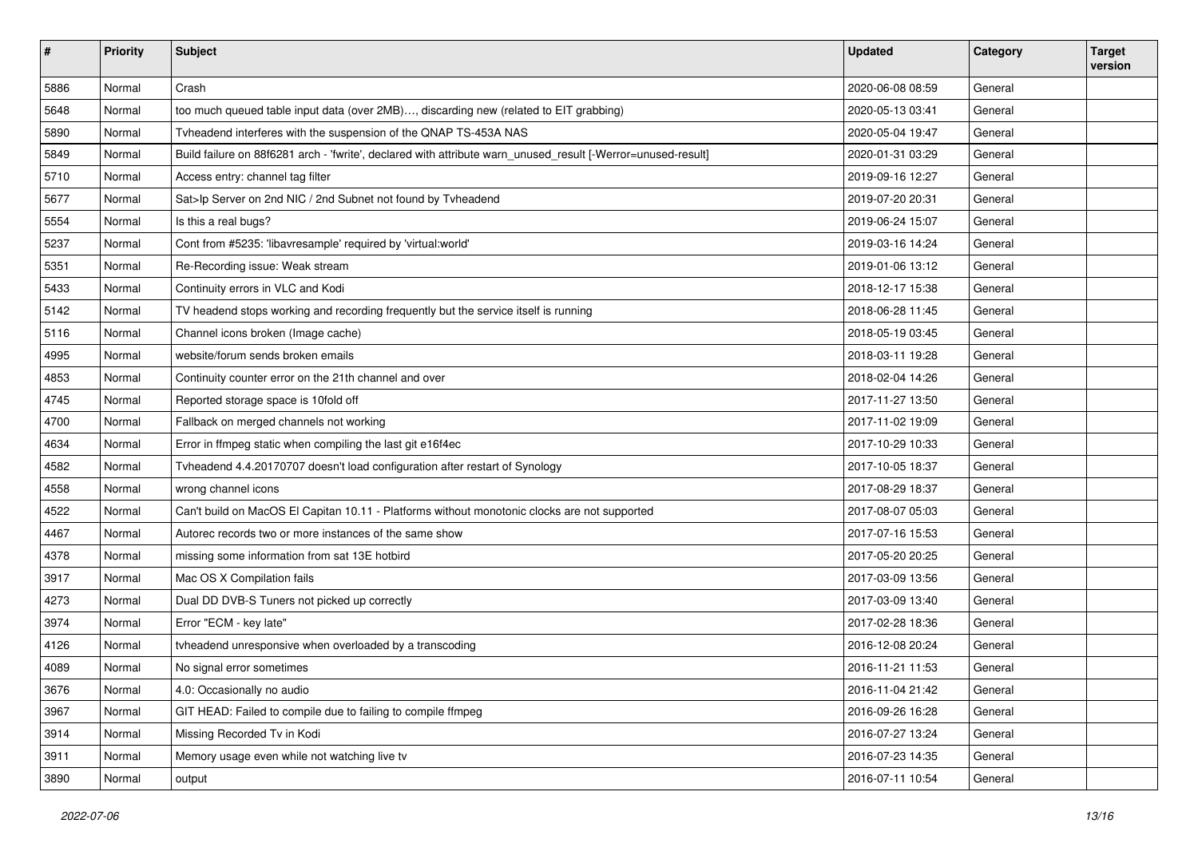| # | Priority | Subject | Updated | Category | Target version |
|---|---|---|---|---|---|
| 5886 | Normal | Crash | 2020-06-08 08:59 | General | |
| 5648 | Normal | too much queued table input data (over 2MB)..., discarding new (related to EIT grabbing) | 2020-05-13 03:41 | General | |
| 5890 | Normal | Tvheadend interferes with the suspension of the QNAP TS-453A NAS | 2020-05-04 19:47 | General | |
| 5849 | Normal | Build failure on 88f6281 arch - 'fwrite', declared with attribute warn_unused_result [-Werror=unused-result] | 2020-01-31 03:29 | General | |
| 5710 | Normal | Access entry: channel tag filter | 2019-09-16 12:27 | General | |
| 5677 | Normal | Sat>Ip Server on 2nd NIC / 2nd Subnet not found by Tvheadend | 2019-07-20 20:31 | General | |
| 5554 | Normal | Is this a real bugs? | 2019-06-24 15:07 | General | |
| 5237 | Normal | Cont from #5235: 'libavresample' required by 'virtual:world' | 2019-03-16 14:24 | General | |
| 5351 | Normal | Re-Recording issue: Weak stream | 2019-01-06 13:12 | General | |
| 5433 | Normal | Continuity errors in VLC and Kodi | 2018-12-17 15:38 | General | |
| 5142 | Normal | TV headend stops working and recording frequently but the service itself is running | 2018-06-28 11:45 | General | |
| 5116 | Normal | Channel icons broken (Image cache) | 2018-05-19 03:45 | General | |
| 4995 | Normal | website/forum sends broken emails | 2018-03-11 19:28 | General | |
| 4853 | Normal | Continuity counter error on the 21th channel and over | 2018-02-04 14:26 | General | |
| 4745 | Normal | Reported storage space is 10fold off | 2017-11-27 13:50 | General | |
| 4700 | Normal | Fallback on merged channels not working | 2017-11-02 19:09 | General | |
| 4634 | Normal | Error in ffmpeg static when compiling the last git e16f4ec | 2017-10-29 10:33 | General | |
| 4582 | Normal | Tvheadend 4.4.20170707 doesn't load configuration after restart of Synology | 2017-10-05 18:37 | General | |
| 4558 | Normal | wrong channel icons | 2017-08-29 18:37 | General | |
| 4522 | Normal | Can't build on MacOS El Capitan 10.11 - Platforms without monotonic clocks are not supported | 2017-08-07 05:03 | General | |
| 4467 | Normal | Autorec records two or more instances of the same show | 2017-07-16 15:53 | General | |
| 4378 | Normal | missing some information from sat 13E hotbird | 2017-05-20 20:25 | General | |
| 3917 | Normal | Mac OS X Compilation fails | 2017-03-09 13:56 | General | |
| 4273 | Normal | Dual DD DVB-S Tuners not picked up correctly | 2017-03-09 13:40 | General | |
| 3974 | Normal | Error "ECM - key late" | 2017-02-28 18:36 | General | |
| 4126 | Normal | tvheadend unresponsive when overloaded by a transcoding | 2016-12-08 20:24 | General | |
| 4089 | Normal | No signal error sometimes | 2016-11-21 11:53 | General | |
| 3676 | Normal | 4.0: Occasionally no audio | 2016-11-04 21:42 | General | |
| 3967 | Normal | GIT HEAD: Failed to compile due to failing to compile ffmpeg | 2016-09-26 16:28 | General | |
| 3914 | Normal | Missing Recorded Tv in Kodi | 2016-07-27 13:24 | General | |
| 3911 | Normal | Memory usage even while not watching live tv | 2016-07-23 14:35 | General | |
| 3890 | Normal | output | 2016-07-11 10:54 | General | |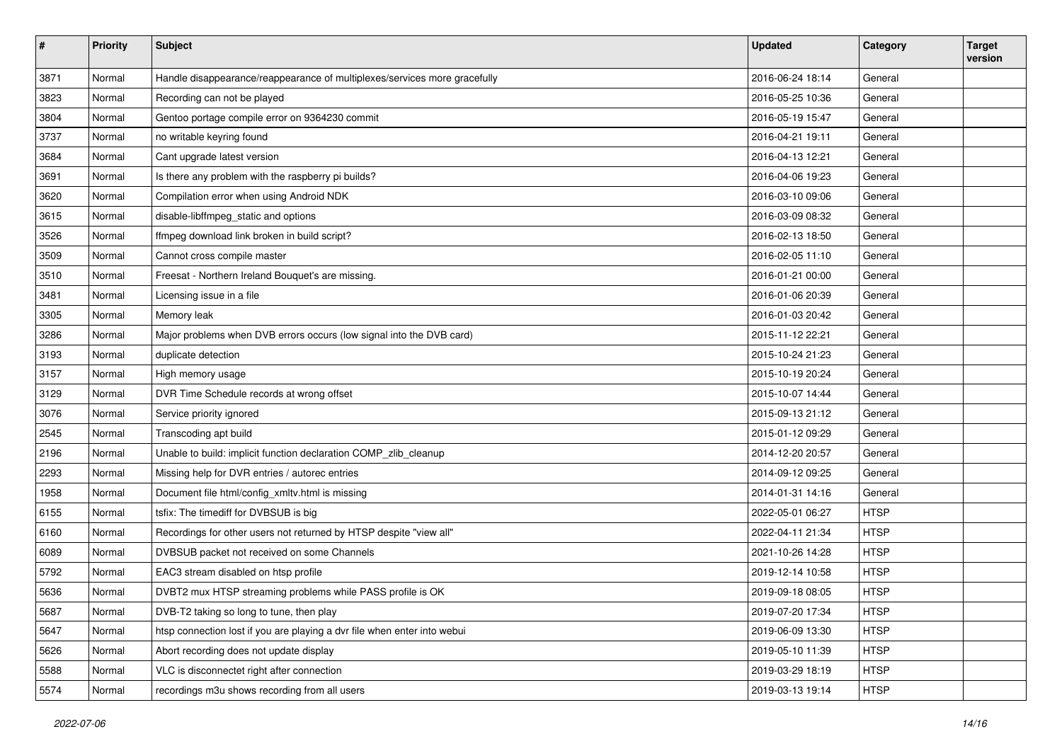| # | Priority | Subject | Updated | Category | Target version |
|---|---|---|---|---|---|
| 3871 | Normal | Handle disappearance/reappearance of multiplexes/services more gracefully | 2016-06-24 18:14 | General | |
| 3823 | Normal | Recording can not be played | 2016-05-25 10:36 | General | |
| 3804 | Normal | Gentoo portage compile error on 9364230 commit | 2016-05-19 15:47 | General | |
| 3737 | Normal | no writable keyring found | 2016-04-21 19:11 | General | |
| 3684 | Normal | Cant upgrade latest version | 2016-04-13 12:21 | General | |
| 3691 | Normal | Is there any problem with the raspberry pi builds? | 2016-04-06 19:23 | General | |
| 3620 | Normal | Compilation error when using Android NDK | 2016-03-10 09:06 | General | |
| 3615 | Normal | disable-libffmpeg_static and options | 2016-03-09 08:32 | General | |
| 3526 | Normal | ffmpeg download link broken in build script? | 2016-02-13 18:50 | General | |
| 3509 | Normal | Cannot cross compile master | 2016-02-05 11:10 | General | |
| 3510 | Normal | Freesat - Northern Ireland Bouquet's are missing. | 2016-01-21 00:00 | General | |
| 3481 | Normal | Licensing issue in a file | 2016-01-06 20:39 | General | |
| 3305 | Normal | Memory leak | 2016-01-03 20:42 | General | |
| 3286 | Normal | Major problems when DVB errors occurs (low signal into the DVB card) | 2015-11-12 22:21 | General | |
| 3193 | Normal | duplicate detection | 2015-10-24 21:23 | General | |
| 3157 | Normal | High memory usage | 2015-10-19 20:24 | General | |
| 3129 | Normal | DVR Time Schedule records at wrong offset | 2015-10-07 14:44 | General | |
| 3076 | Normal | Service priority ignored | 2015-09-13 21:12 | General | |
| 2545 | Normal | Transcoding apt build | 2015-01-12 09:29 | General | |
| 2196 | Normal | Unable to build: implicit function declaration COMP_zlib_cleanup | 2014-12-20 20:57 | General | |
| 2293 | Normal | Missing help for DVR entries / autorec entries | 2014-09-12 09:25 | General | |
| 1958 | Normal | Document file html/config_xmltv.html is missing | 2014-01-31 14:16 | General | |
| 6155 | Normal | tsfix: The timediff for DVBSUB is big | 2022-05-01 06:27 | HTSP | |
| 6160 | Normal | Recordings for other users not returned by HTSP despite "view all" | 2022-04-11 21:34 | HTSP | |
| 6089 | Normal | DVBSUB packet not received on some Channels | 2021-10-26 14:28 | HTSP | |
| 5792 | Normal | EAC3 stream disabled on htsp profile | 2019-12-14 10:58 | HTSP | |
| 5636 | Normal | DVBT2 mux HTSP streaming problems while PASS profile is OK | 2019-09-18 08:05 | HTSP | |
| 5687 | Normal | DVB-T2 taking so long to tune, then play | 2019-07-20 17:34 | HTSP | |
| 5647 | Normal | htsp connection lost if you are playing a dvr file when enter into webui | 2019-06-09 13:30 | HTSP | |
| 5626 | Normal | Abort recording does not update display | 2019-05-10 11:39 | HTSP | |
| 5588 | Normal | VLC is disconnectet right after connection | 2019-03-29 18:19 | HTSP | |
| 5574 | Normal | recordings m3u shows recording from all users | 2019-03-13 19:14 | HTSP | |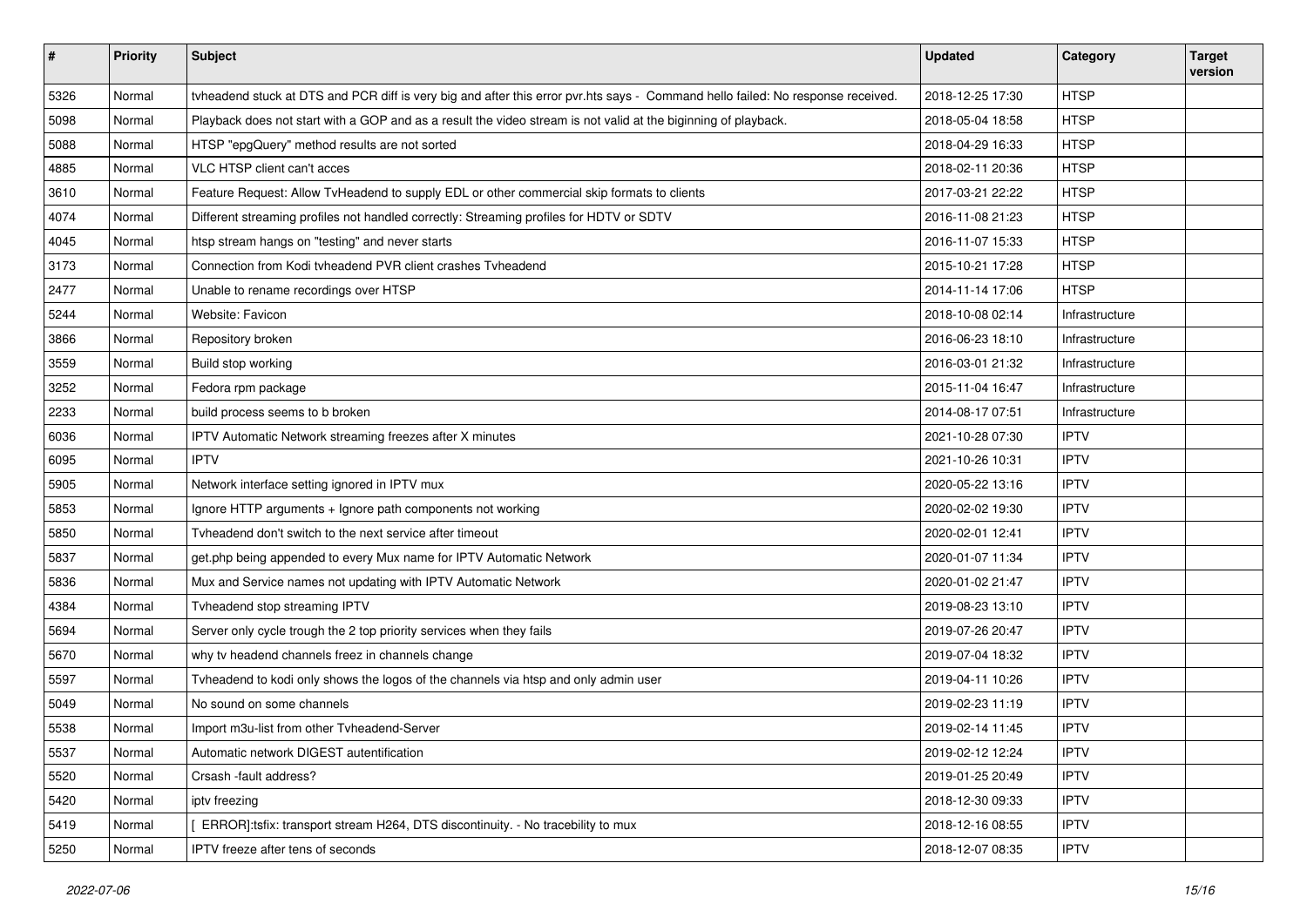| # | Priority | Subject | Updated | Category | Target version |
|---|---|---|---|---|---|
| 5326 | Normal | tvheadend stuck at DTS and PCR diff is very big and after this error pvr.hts says - Command hello failed: No response received. | 2018-12-25 17:30 | HTSP | |
| 5098 | Normal | Playback does not start with a GOP and as a result the video stream is not valid at the biginning of playback. | 2018-05-04 18:58 | HTSP | |
| 5088 | Normal | HTSP "epgQuery" method results are not sorted | 2018-04-29 16:33 | HTSP | |
| 4885 | Normal | VLC HTSP client can't acces | 2018-02-11 20:36 | HTSP | |
| 3610 | Normal | Feature Request: Allow TvHeadend to supply EDL or other commercial skip formats to clients | 2017-03-21 22:22 | HTSP | |
| 4074 | Normal | Different streaming profiles not handled correctly: Streaming profiles for HDTV or SDTV | 2016-11-08 21:23 | HTSP | |
| 4045 | Normal | htsp stream hangs on "testing" and never starts | 2016-11-07 15:33 | HTSP | |
| 3173 | Normal | Connection from Kodi tvheadend PVR client crashes Tvheadend | 2015-10-21 17:28 | HTSP | |
| 2477 | Normal | Unable to rename recordings over HTSP | 2014-11-14 17:06 | HTSP | |
| 5244 | Normal | Website: Favicon | 2018-10-08 02:14 | Infrastructure | |
| 3866 | Normal | Repository broken | 2016-06-23 18:10 | Infrastructure | |
| 3559 | Normal | Build stop working | 2016-03-01 21:32 | Infrastructure | |
| 3252 | Normal | Fedora rpm package | 2015-11-04 16:47 | Infrastructure | |
| 2233 | Normal | build process seems to b broken | 2014-08-17 07:51 | Infrastructure | |
| 6036 | Normal | IPTV Automatic Network streaming freezes after X minutes | 2021-10-28 07:30 | IPTV | |
| 6095 | Normal | IPTV | 2021-10-26 10:31 | IPTV | |
| 5905 | Normal | Network interface setting ignored in IPTV mux | 2020-05-22 13:16 | IPTV | |
| 5853 | Normal | Ignore HTTP arguments + Ignore path components not working | 2020-02-02 19:30 | IPTV | |
| 5850 | Normal | Tvheadend don't switch to the next service after timeout | 2020-02-01 12:41 | IPTV | |
| 5837 | Normal | get.php being appended to every Mux name for IPTV Automatic Network | 2020-01-07 11:34 | IPTV | |
| 5836 | Normal | Mux and Service names not updating with IPTV Automatic Network | 2020-01-02 21:47 | IPTV | |
| 4384 | Normal | Tvheadend stop streaming IPTV | 2019-08-23 13:10 | IPTV | |
| 5694 | Normal | Server only cycle trough the 2 top priority services when they fails | 2019-07-26 20:47 | IPTV | |
| 5670 | Normal | why tv headend channels freez in channels change | 2019-07-04 18:32 | IPTV | |
| 5597 | Normal | Tvheadend to kodi only shows the logos of the channels via htsp and only admin user | 2019-04-11 10:26 | IPTV | |
| 5049 | Normal | No sound on some channels | 2019-02-23 11:19 | IPTV | |
| 5538 | Normal | Import m3u-list from other Tvheadend-Server | 2019-02-14 11:45 | IPTV | |
| 5537 | Normal | Automatic network DIGEST autentification | 2019-02-12 12:24 | IPTV | |
| 5520 | Normal | Crsash -fault address? | 2019-01-25 20:49 | IPTV | |
| 5420 | Normal | iptv freezing | 2018-12-30 09:33 | IPTV | |
| 5419 | Normal | [ ERROR]:tsfix: transport stream H264, DTS discontinuity. - No tracebility to mux | 2018-12-16 08:55 | IPTV | |
| 5250 | Normal | IPTV freeze after tens of seconds | 2018-12-07 08:35 | IPTV | |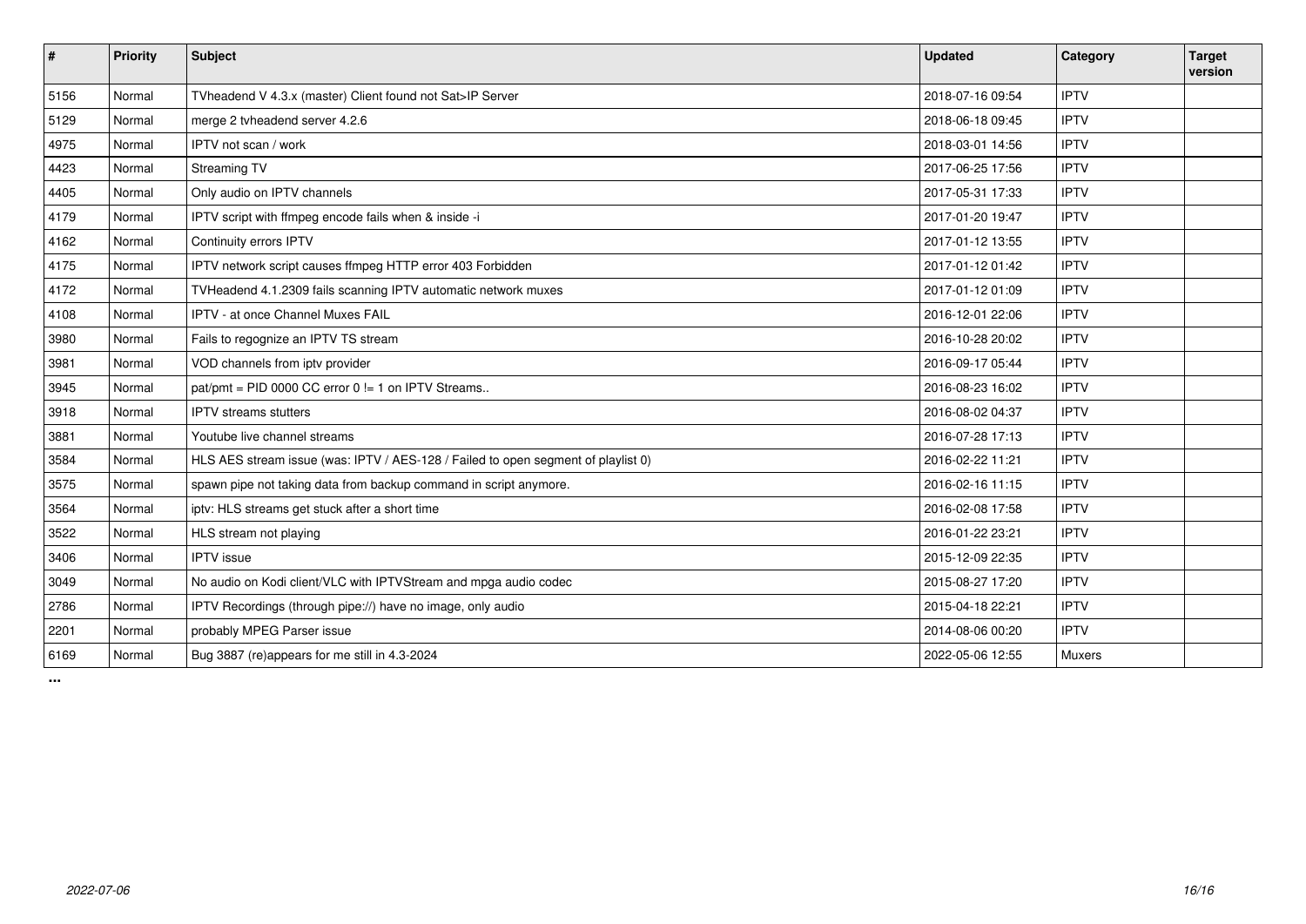| # | Priority | Subject | Updated | Category | Target version |
|---|---|---|---|---|---|
| 5156 | Normal | TVheadend V 4.3.x (master) Client found not Sat>IP Server | 2018-07-16 09:54 | IPTV | |
| 5129 | Normal | merge 2 tvheadend server 4.2.6 | 2018-06-18 09:45 | IPTV | |
| 4975 | Normal | IPTV not scan / work | 2018-03-01 14:56 | IPTV | |
| 4423 | Normal | Streaming TV | 2017-06-25 17:56 | IPTV | |
| 4405 | Normal | Only audio on IPTV channels | 2017-05-31 17:33 | IPTV | |
| 4179 | Normal | IPTV script with ffmpeg encode fails when & inside -i | 2017-01-20 19:47 | IPTV | |
| 4162 | Normal | Continuity errors IPTV | 2017-01-12 13:55 | IPTV | |
| 4175 | Normal | IPTV network script causes ffmpeg HTTP error 403 Forbidden | 2017-01-12 01:42 | IPTV | |
| 4172 | Normal | TVHeadend 4.1.2309 fails scanning IPTV automatic network muxes | 2017-01-12 01:09 | IPTV | |
| 4108 | Normal | IPTV - at once Channel Muxes FAIL | 2016-12-01 22:06 | IPTV | |
| 3980 | Normal | Fails to regognize an IPTV TS stream | 2016-10-28 20:02 | IPTV | |
| 3981 | Normal | VOD channels from iptv provider | 2016-09-17 05:44 | IPTV | |
| 3945 | Normal | pat/pmt = PID 0000 CC error 0 != 1 on IPTV Streams.. | 2016-08-23 16:02 | IPTV | |
| 3918 | Normal | IPTV streams stutters | 2016-08-02 04:37 | IPTV | |
| 3881 | Normal | Youtube live channel streams | 2016-07-28 17:13 | IPTV | |
| 3584 | Normal | HLS AES stream issue (was: IPTV / AES-128 / Failed to open segment of playlist 0) | 2016-02-22 11:21 | IPTV | |
| 3575 | Normal | spawn pipe not taking data from backup command in script anymore. | 2016-02-16 11:15 | IPTV | |
| 3564 | Normal | iptv: HLS streams get stuck after a short time | 2016-02-08 17:58 | IPTV | |
| 3522 | Normal | HLS stream not playing | 2016-01-22 23:21 | IPTV | |
| 3406 | Normal | IPTV issue | 2015-12-09 22:35 | IPTV | |
| 3049 | Normal | No audio on Kodi client/VLC with IPTVStream and mpga audio codec | 2015-08-27 17:20 | IPTV | |
| 2786 | Normal | IPTV Recordings (through pipe://) have no image, only audio | 2015-04-18 22:21 | IPTV | |
| 2201 | Normal | probably MPEG Parser issue | 2014-08-06 00:20 | IPTV | |
| 6169 | Normal | Bug 3887 (re)appears for me still in 4.3-2024 | 2022-05-06 12:55 | Muxers | |

...